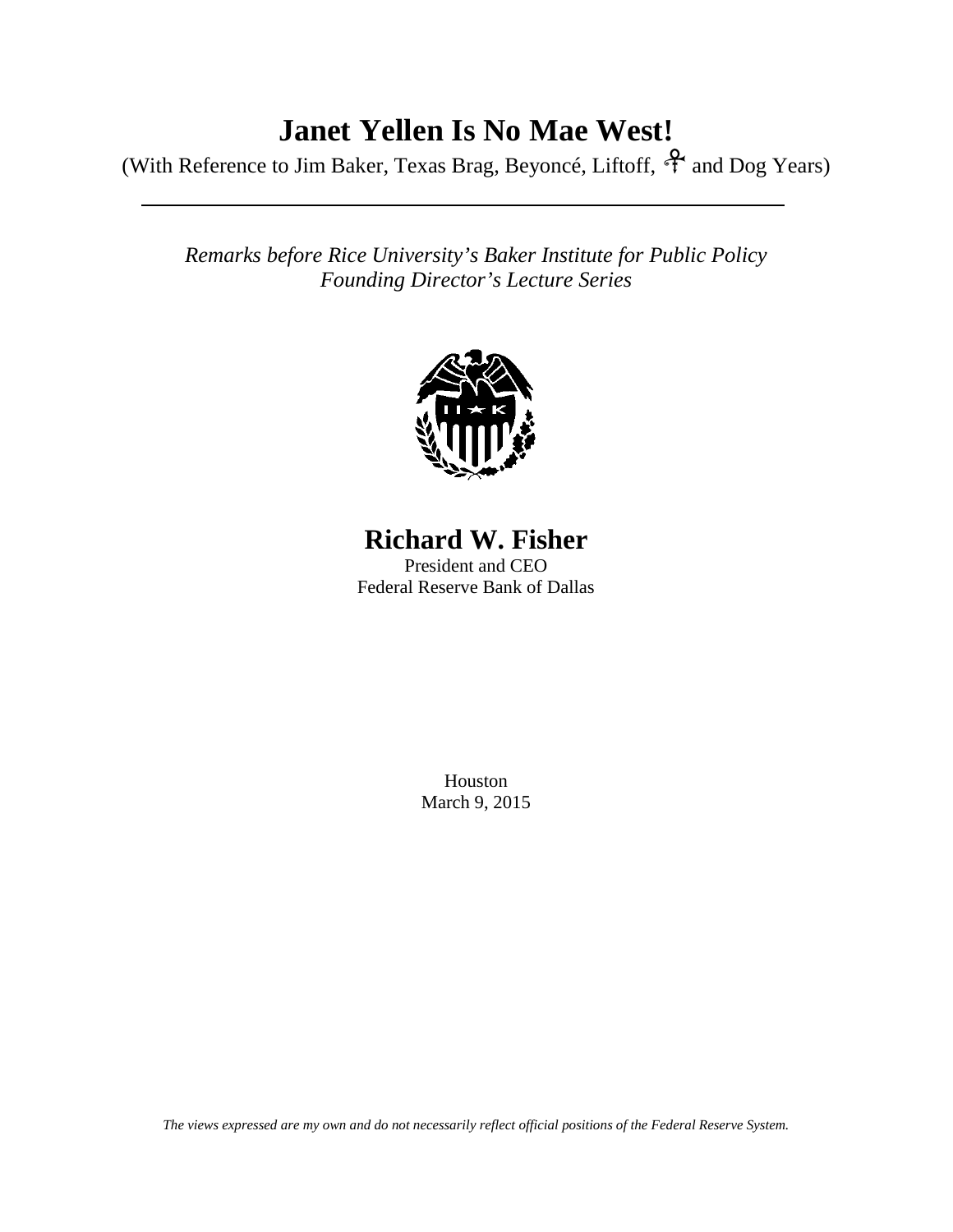# Janet Yellen Is No Mae West!

(With Reference to Jim Baker, Texas Brag, Beyoncé, Liftoff, ⚲ and Dog Years)

---

*Remarks before Rice University's Baker Institute for Public Policy*
*Founding Director's Lecture Series*

## Richard W. Fisher

President and CEO
Federal Reserve Bank of Dallas

Houston
March 9, 2015

*The views expressed are my own and do not necessarily reflect official positions of the Federal Reserve System.*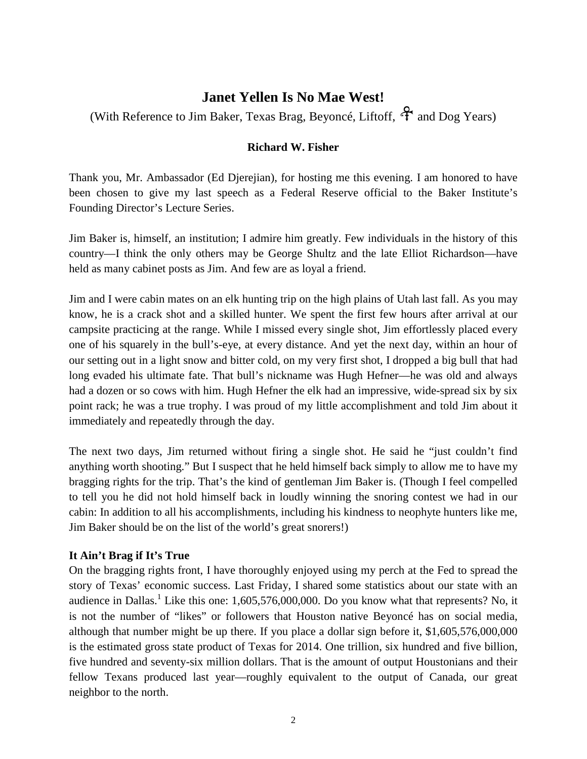## Janet Yellen Is No Mae West!

(With Reference to Jim Baker, Texas Brag, Beyoncé, Liftoff, ⚥ and Dog Years)

**Richard W. Fisher**

Thank you, Mr. Ambassador (Ed Djerejian), for hosting me this evening. I am honored to have been chosen to give my last speech as a Federal Reserve official to the Baker Institute's Founding Director's Lecture Series.

Jim Baker is, himself, an institution; I admire him greatly. Few individuals in the history of this country—I think the only others may be George Shultz and the late Elliot Richardson—have held as many cabinet posts as Jim. And few are as loyal a friend.

Jim and I were cabin mates on an elk hunting trip on the high plains of Utah last fall. As you may know, he is a crack shot and a skilled hunter. We spent the first few hours after arrival at our campsite practicing at the range. While I missed every single shot, Jim effortlessly placed every one of his squarely in the bull's-eye, at every distance. And yet the next day, within an hour of our setting out in a light snow and bitter cold, on my very first shot, I dropped a big bull that had long evaded his ultimate fate. That bull's nickname was Hugh Hefner—he was old and always had a dozen or so cows with him. Hugh Hefner the elk had an impressive, wide-spread six by six point rack; he was a true trophy. I was proud of my little accomplishment and told Jim about it immediately and repeatedly through the day.

The next two days, Jim returned without firing a single shot. He said he "just couldn't find anything worth shooting." But I suspect that he held himself back simply to allow me to have my bragging rights for the trip. That's the kind of gentleman Jim Baker is. (Though I feel compelled to tell you he did not hold himself back in loudly winning the snoring contest we had in our cabin: In addition to all his accomplishments, including his kindness to neophyte hunters like me, Jim Baker should be on the list of the world's great snorers!)

**It Ain't Brag if It's True**

On the bragging rights front, I have thoroughly enjoyed using my perch at the Fed to spread the story of Texas' economic success. Last Friday, I shared some statistics about our state with an audience in Dallas.[1] Like this one: 1,605,576,000,000. Do you know what that represents? No, it is not the number of "likes" or followers that Houston native Beyoncé has on social media, although that number might be up there. If you place a dollar sign before it, $1,605,576,000,000 is the estimated gross state product of Texas for 2014. One trillion, six hundred and five billion, five hundred and seventy-six million dollars. That is the amount of output Houstonians and their fellow Texans produced last year—roughly equivalent to the output of Canada, our great neighbor to the north.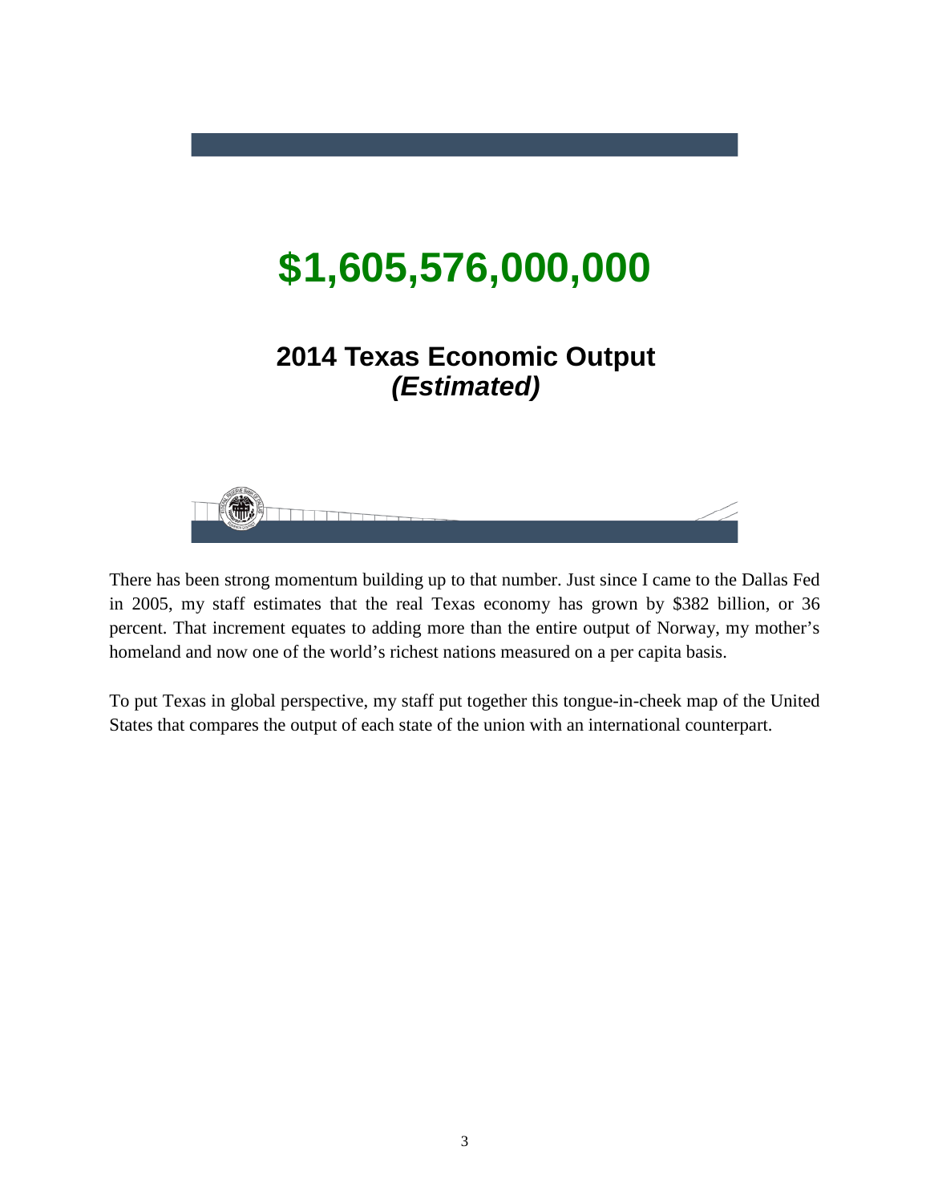**$1,605,576,000,000**

**2014 Texas Economic Output**
***(Estimated)***

There has been strong momentum building up to that number. Just since I came to the Dallas Fed in 2005, my staff estimates that the real Texas economy has grown by $382 billion, or 36 percent. That increment equates to adding more than the entire output of Norway, my mother's homeland and now one of the world's richest nations measured on a per capita basis.

To put Texas in global perspective, my staff put together this tongue-in-cheek map of the United States that compares the output of each state of the union with an international counterpart.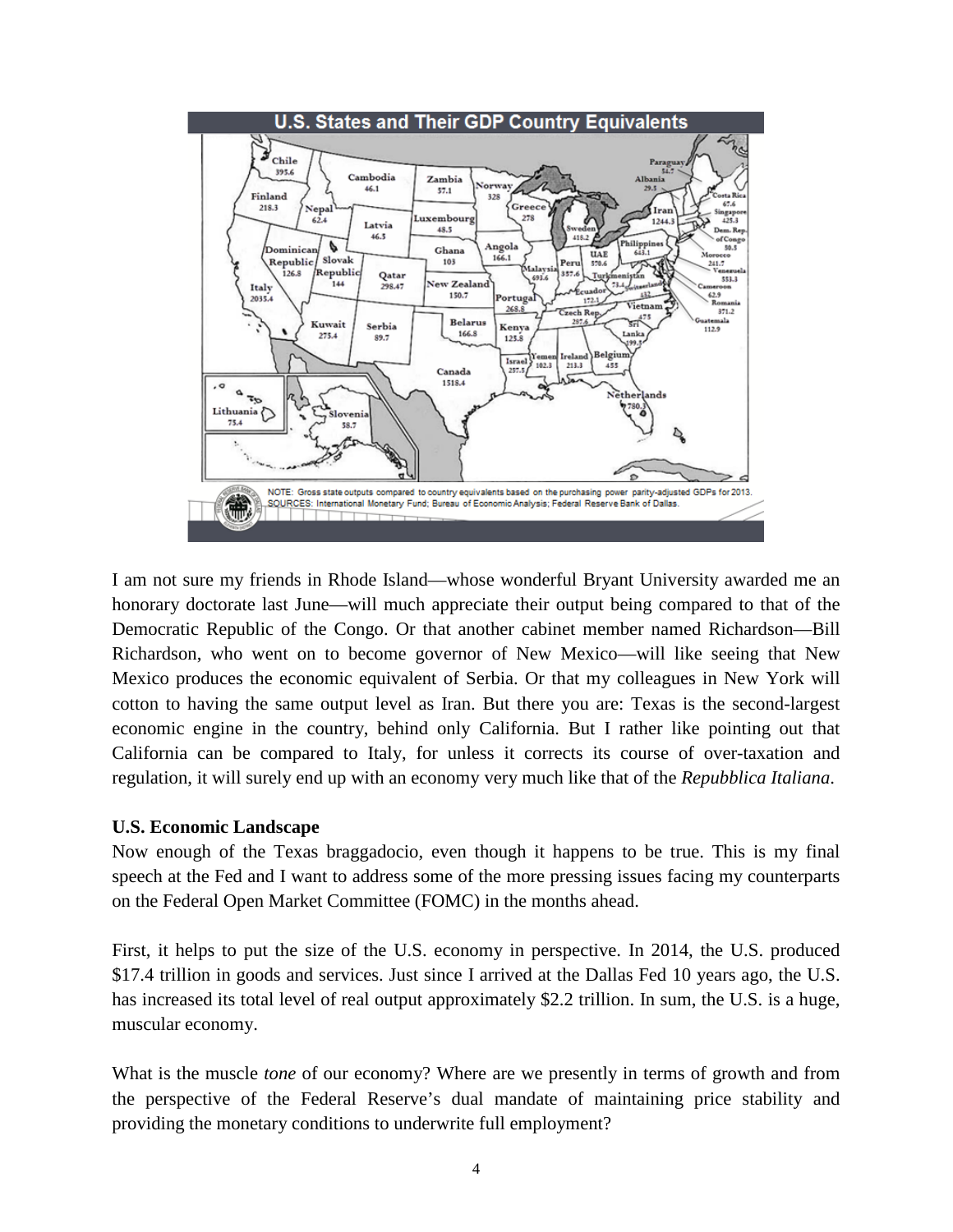I am not sure my friends in Rhode Island—whose wonderful Bryant University awarded me an honorary doctorate last June—will much appreciate their output being compared to that of the Democratic Republic of the Congo. Or that another cabinet member named Richardson—Bill Richardson, who went on to become governor of New Mexico—will like seeing that New Mexico produces the economic equivalent of Serbia. Or that my colleagues in New York will cotton to having the same output level as Iran. But there you are: Texas is the second-largest economic engine in the country, behind only California. But I rather like pointing out that California can be compared to Italy, for unless it corrects its course of over-taxation and regulation, it will surely end up with an economy very much like that of the *Repubblica Italiana*.

**U.S. Economic Landscape**

Now enough of the Texas braggadocio, even though it happens to be true. This is my final speech at the Fed and I want to address some of the more pressing issues facing my counterparts on the Federal Open Market Committee (FOMC) in the months ahead.

First, it helps to put the size of the U.S. economy in perspective. In 2014, the U.S. produced $17.4 trillion in goods and services. Just since I arrived at the Dallas Fed 10 years ago, the U.S. has increased its total level of real output approximately $2.2 trillion. In sum, the U.S. is a huge, muscular economy.

What is the muscle *tone* of our economy? Where are we presently in terms of growth and from the perspective of the Federal Reserve's dual mandate of maintaining price stability and providing the monetary conditions to underwrite full employment?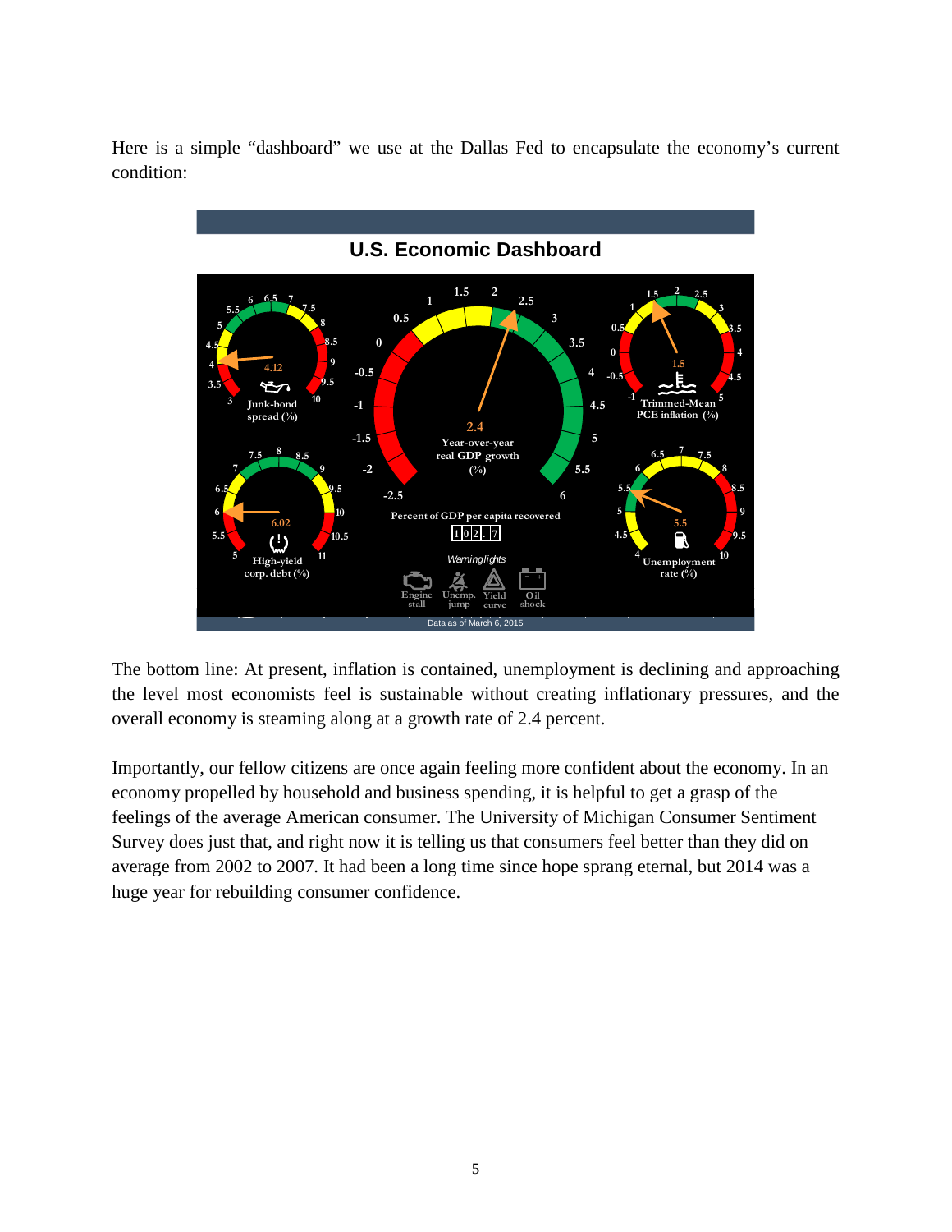Here is a simple "dashboard" we use at the Dallas Fed to encapsulate the economy's current condition:

**U.S. Economic Dashboard**

Data as of March 6, 2015

The bottom line: At present, inflation is contained, unemployment is declining and approaching the level most economists feel is sustainable without creating inflationary pressures, and the overall economy is steaming along at a growth rate of 2.4 percent.

Importantly, our fellow citizens are once again feeling more confident about the economy. In an economy propelled by household and business spending, it is helpful to get a grasp of the feelings of the average American consumer. The University of Michigan Consumer Sentiment Survey does just that, and right now it is telling us that consumers feel better than they did on average from 2002 to 2007. It had been a long time since hope sprang eternal, but 2014 was a huge year for rebuilding consumer confidence.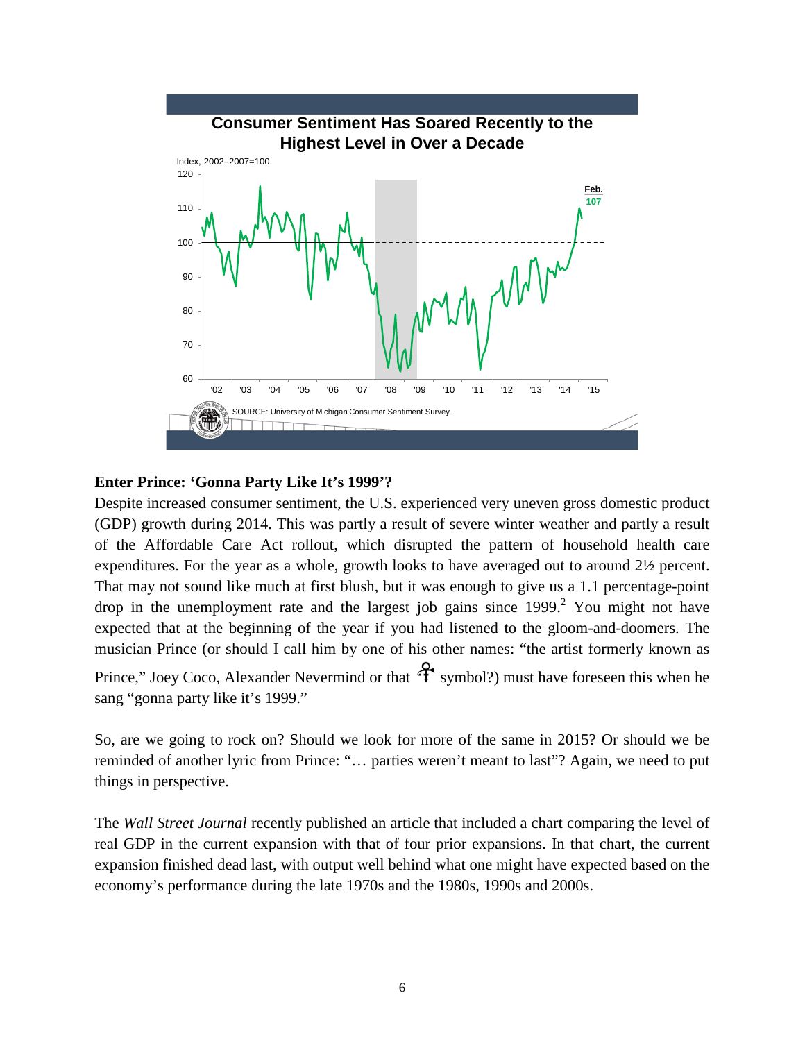**Consumer Sentiment Has Soared Recently to the Highest Level in Over a Decade**

Index, 2002–2007=100

Feb. 107

SOURCE: University of Michigan Consumer Sentiment Survey.

### Enter Prince: 'Gonna Party Like It's 1999'?

Despite increased consumer sentiment, the U.S. experienced very uneven gross domestic product (GDP) growth during 2014. This was partly a result of severe winter weather and partly a result of the Affordable Care Act rollout, which disrupted the pattern of household health care expenditures. For the year as a whole, growth looks to have averaged out to around 2½ percent. That may not sound like much at first blush, but it was enough to give us a 1.1 percentage-point drop in the unemployment rate and the largest job gains since 1999.[2] You might not have expected that at the beginning of the year if you had listened to the gloom-and-doomers. The musician Prince (or should I call him by one of his other names: "the artist formerly known as Prince," Joey Coco, Alexander Nevermind or that ♀ symbol?) must have foreseen this when he sang "gonna party like it's 1999."

So, are we going to rock on? Should we look for more of the same in 2015? Or should we be reminded of another lyric from Prince: "… parties weren't meant to last"? Again, we need to put things in perspective.

The *Wall Street Journal* recently published an article that included a chart comparing the level of real GDP in the current expansion with that of four prior expansions. In that chart, the current expansion finished dead last, with output well behind what one might have expected based on the economy's performance during the late 1970s and the 1980s, 1990s and 2000s.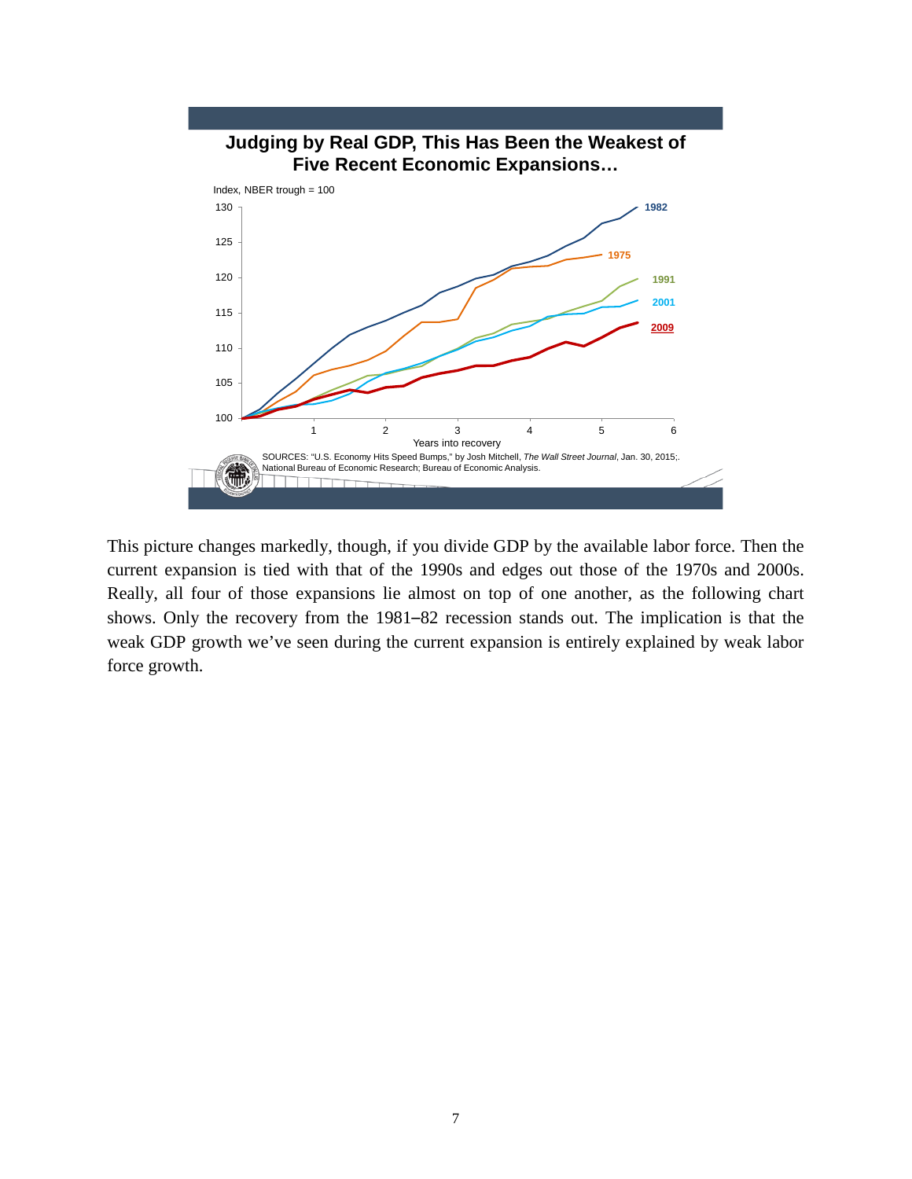**Judging by Real GDP, This Has Been the Weakest of Five Recent Economic Expansions…**

Index, NBER trough = 100

SOURCES: "U.S. Economy Hits Speed Bumps," by Josh Mitchell, *The Wall Street Journal*, Jan. 30, 2015;. National Bureau of Economic Research; Bureau of Economic Analysis.

This picture changes markedly, though, if you divide GDP by the available labor force. Then the current expansion is tied with that of the 1990s and edges out those of the 1970s and 2000s. Really, all four of those expansions lie almost on top of one another, as the following chart shows. Only the recovery from the 1981–82 recession stands out. The implication is that the weak GDP growth we've seen during the current expansion is entirely explained by weak labor force growth.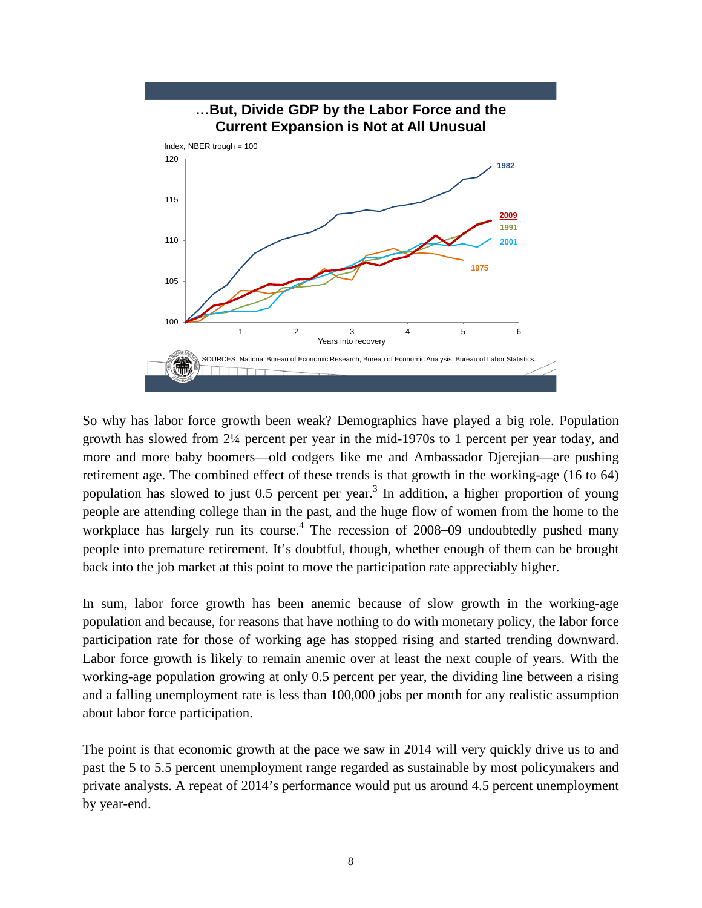**…But, Divide GDP by the Labor Force and the Current Expansion is Not at All Unusual**

Index, NBER trough = 100

SOURCES: National Bureau of Economic Research; Bureau of Economic Analysis; Bureau of Labor Statistics.

So why has labor force growth been weak? Demographics have played a big role. Population growth has slowed from 2¼ percent per year in the mid-1970s to 1 percent per year today, and more and more baby boomers—old codgers like me and Ambassador Djerejian—are pushing retirement age. The combined effect of these trends is that growth in the working-age (16 to 64) population has slowed to just 0.5 percent per year.[3] In addition, a higher proportion of young people are attending college than in the past, and the huge flow of women from the home to the workplace has largely run its course.[4] The recession of 2008–09 undoubtedly pushed many people into premature retirement. It's doubtful, though, whether enough of them can be brought back into the job market at this point to move the participation rate appreciably higher.

In sum, labor force growth has been anemic because of slow growth in the working-age population and because, for reasons that have nothing to do with monetary policy, the labor force participation rate for those of working age has stopped rising and started trending downward. Labor force growth is likely to remain anemic over at least the next couple of years. With the working-age population growing at only 0.5 percent per year, the dividing line between a rising and a falling unemployment rate is less than 100,000 jobs per month for any realistic assumption about labor force participation.

The point is that economic growth at the pace we saw in 2014 will very quickly drive us to and past the 5 to 5.5 percent unemployment range regarded as sustainable by most policymakers and private analysts. A repeat of 2014's performance would put us around 4.5 percent unemployment by year-end.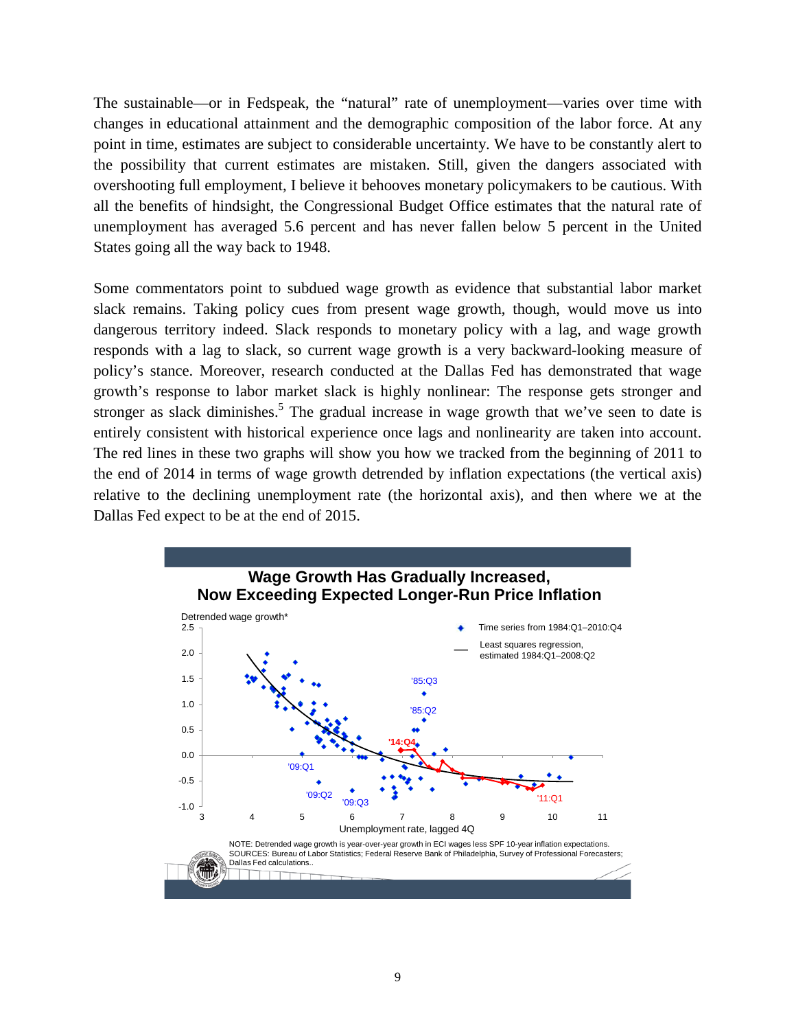The sustainable—or in Fedspeak, the "natural" rate of unemployment—varies over time with changes in educational attainment and the demographic composition of the labor force. At any point in time, estimates are subject to considerable uncertainty. We have to be constantly alert to the possibility that current estimates are mistaken. Still, given the dangers associated with overshooting full employment, I believe it behooves monetary policymakers to be cautious. With all the benefits of hindsight, the Congressional Budget Office estimates that the natural rate of unemployment has averaged 5.6 percent and has never fallen below 5 percent in the United States going all the way back to 1948.

Some commentators point to subdued wage growth as evidence that substantial labor market slack remains. Taking policy cues from present wage growth, though, would move us into dangerous territory indeed. Slack responds to monetary policy with a lag, and wage growth responds with a lag to slack, so current wage growth is a very backward-looking measure of policy's stance. Moreover, research conducted at the Dallas Fed has demonstrated that wage growth's response to labor market slack is highly nonlinear: The response gets stronger and stronger as slack diminishes.[5] The gradual increase in wage growth that we've seen to date is entirely consistent with historical experience once lags and nonlinearity are taken into account. The red lines in these two graphs will show you how we tracked from the beginning of 2011 to the end of 2014 in terms of wage growth detrended by inflation expectations (the vertical axis) relative to the declining unemployment rate (the horizontal axis), and then where we at the Dallas Fed expect to be at the end of 2015.

**Wage Growth Has Gradually Increased, Now Exceeding Expected Longer-Run Price Inflation**

NOTE: Detrended wage growth is year-over-year growth in ECI wages less SPF 10-year inflation expectations.
SOURCES: Bureau of Labor Statistics; Federal Reserve Bank of Philadelphia, Survey of Professional Forecasters; Dallas Fed calculations.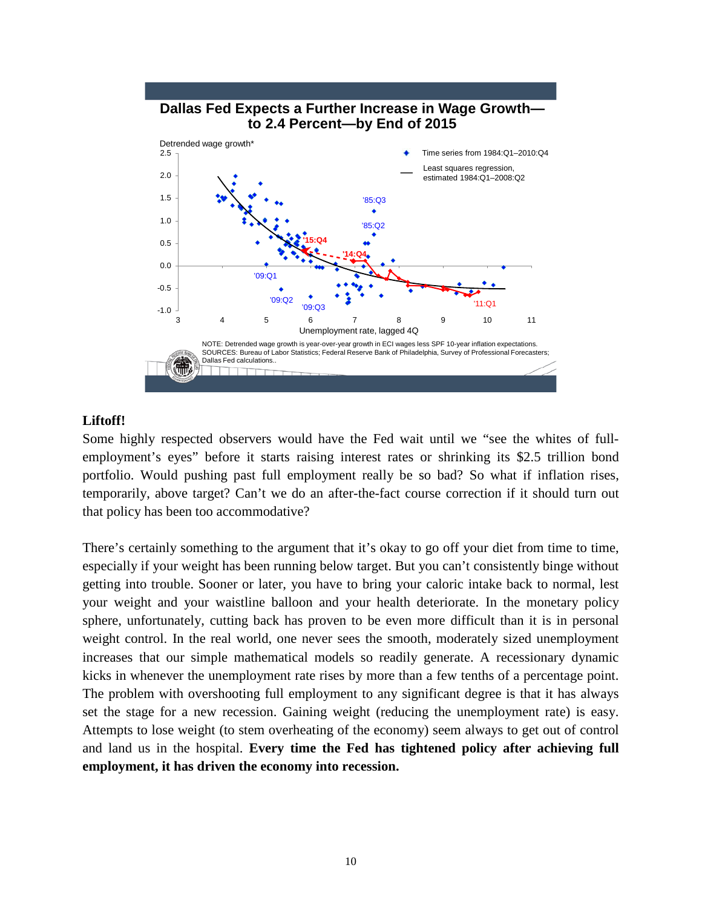**Dallas Fed Expects a Further Increase in Wage Growth—to 2.4 Percent—by End of 2015**

NOTE: Detrended wage growth is year-over-year growth in ECI wages less SPF 10-year inflation expectations.
SOURCES: Bureau of Labor Statistics; Federal Reserve Bank of Philadelphia, Survey of Professional Forecasters; Dallas Fed calculations..

**Liftoff!**

Some highly respected observers would have the Fed wait until we "see the whites of full-employment's eyes" before it starts raising interest rates or shrinking its $2.5 trillion bond portfolio. Would pushing past full employment really be so bad? So what if inflation rises, temporarily, above target? Can't we do an after-the-fact course correction if it should turn out that policy has been too accommodative?

There's certainly something to the argument that it's okay to go off your diet from time to time, especially if your weight has been running below target. But you can't consistently binge without getting into trouble. Sooner or later, you have to bring your caloric intake back to normal, lest your weight and your waistline balloon and your health deteriorate. In the monetary policy sphere, unfortunately, cutting back has proven to be even more difficult than it is in personal weight control. In the real world, one never sees the smooth, moderately sized unemployment increases that our simple mathematical models so readily generate. A recessionary dynamic kicks in whenever the unemployment rate rises by more than a few tenths of a percentage point. The problem with overshooting full employment to any significant degree is that it has always set the stage for a new recession. Gaining weight (reducing the unemployment rate) is easy. Attempts to lose weight (to stem overheating of the economy) seem always to get out of control and land us in the hospital. **Every time the Fed has tightened policy after achieving full employment, it has driven the economy into recession.**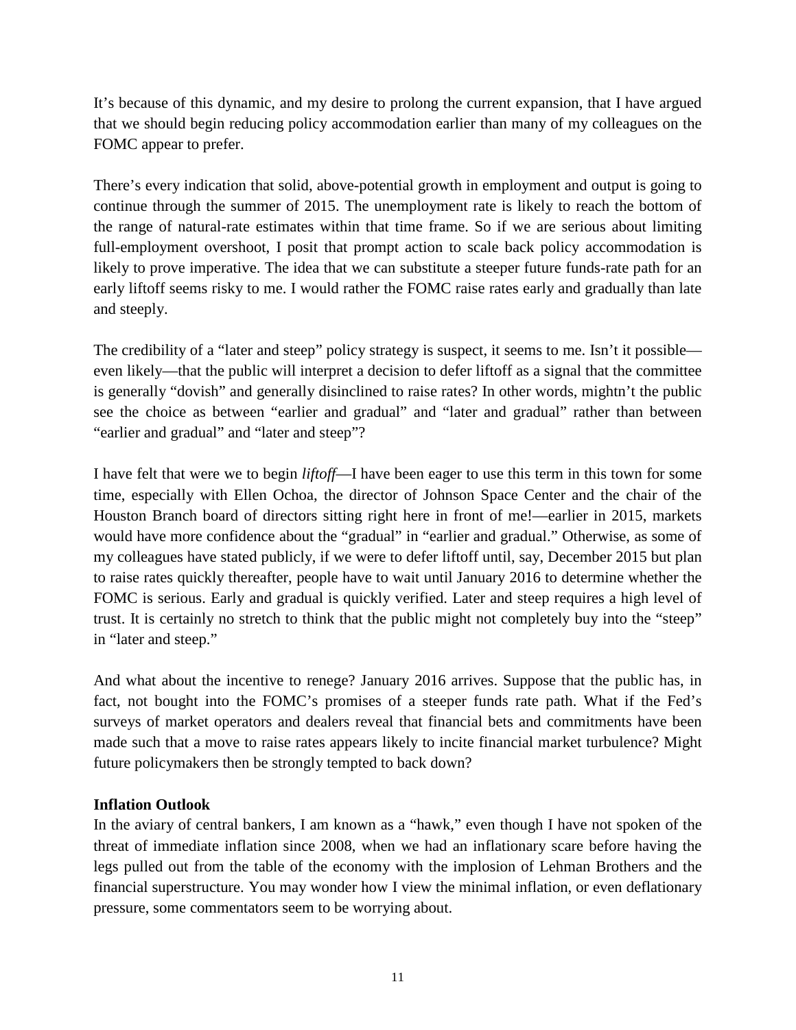It's because of this dynamic, and my desire to prolong the current expansion, that I have argued that we should begin reducing policy accommodation earlier than many of my colleagues on the FOMC appear to prefer.

There's every indication that solid, above-potential growth in employment and output is going to continue through the summer of 2015. The unemployment rate is likely to reach the bottom of the range of natural-rate estimates within that time frame. So if we are serious about limiting full-employment overshoot, I posit that prompt action to scale back policy accommodation is likely to prove imperative. The idea that we can substitute a steeper future funds-rate path for an early liftoff seems risky to me. I would rather the FOMC raise rates early and gradually than late and steeply.

The credibility of a "later and steep" policy strategy is suspect, it seems to me. Isn't it possible—even likely—that the public will interpret a decision to defer liftoff as a signal that the committee is generally "dovish" and generally disinclined to raise rates? In other words, mightn't the public see the choice as between "earlier and gradual" and "later and gradual" rather than between "earlier and gradual" and "later and steep"?

I have felt that were we to begin *liftoff*—I have been eager to use this term in this town for some time, especially with Ellen Ochoa, the director of Johnson Space Center and the chair of the Houston Branch board of directors sitting right here in front of me!—earlier in 2015, markets would have more confidence about the "gradual" in "earlier and gradual." Otherwise, as some of my colleagues have stated publicly, if we were to defer liftoff until, say, December 2015 but plan to raise rates quickly thereafter, people have to wait until January 2016 to determine whether the FOMC is serious. Early and gradual is quickly verified. Later and steep requires a high level of trust. It is certainly no stretch to think that the public might not completely buy into the "steep" in "later and steep."

And what about the incentive to renege? January 2016 arrives. Suppose that the public has, in fact, not bought into the FOMC's promises of a steeper funds rate path. What if the Fed's surveys of market operators and dealers reveal that financial bets and commitments have been made such that a move to raise rates appears likely to incite financial market turbulence? Might future policymakers then be strongly tempted to back down?

**Inflation Outlook**

In the aviary of central bankers, I am known as a "hawk," even though I have not spoken of the threat of immediate inflation since 2008, when we had an inflationary scare before having the legs pulled out from the table of the economy with the implosion of Lehman Brothers and the financial superstructure. You may wonder how I view the minimal inflation, or even deflationary pressure, some commentators seem to be worrying about.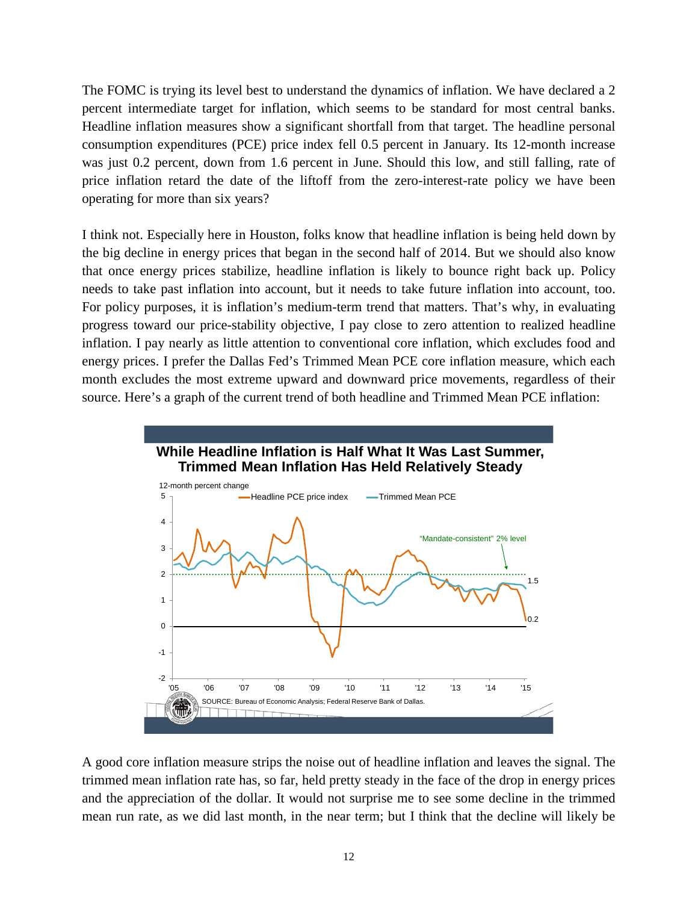The FOMC is trying its level best to understand the dynamics of inflation. We have declared a 2 percent intermediate target for inflation, which seems to be standard for most central banks. Headline inflation measures show a significant shortfall from that target. The headline personal consumption expenditures (PCE) price index fell 0.5 percent in January. Its 12-month increase was just 0.2 percent, down from 1.6 percent in June. Should this low, and still falling, rate of price inflation retard the date of the liftoff from the zero-interest-rate policy we have been operating for more than six years?

I think not. Especially here in Houston, folks know that headline inflation is being held down by the big decline in energy prices that began in the second half of 2014. But we should also know that once energy prices stabilize, headline inflation is likely to bounce right back up. Policy needs to take past inflation into account, but it needs to take future inflation into account, too. For policy purposes, it is inflation's medium-term trend that matters. That's why, in evaluating progress toward our price-stability objective, I pay close to zero attention to realized headline inflation. I pay nearly as little attention to conventional core inflation, which excludes food and energy prices. I prefer the Dallas Fed's Trimmed Mean PCE core inflation measure, which each month excludes the most extreme upward and downward price movements, regardless of their source. Here's a graph of the current trend of both headline and Trimmed Mean PCE inflation:

**While Headline Inflation is Half What It Was Last Summer, Trimmed Mean Inflation Has Held Relatively Steady**

SOURCE: Bureau of Economic Analysis; Federal Reserve Bank of Dallas.

A good core inflation measure strips the noise out of headline inflation and leaves the signal. The trimmed mean inflation rate has, so far, held pretty steady in the face of the drop in energy prices and the appreciation of the dollar. It would not surprise me to see some decline in the trimmed mean run rate, as we did last month, in the near term; but I think that the decline will likely be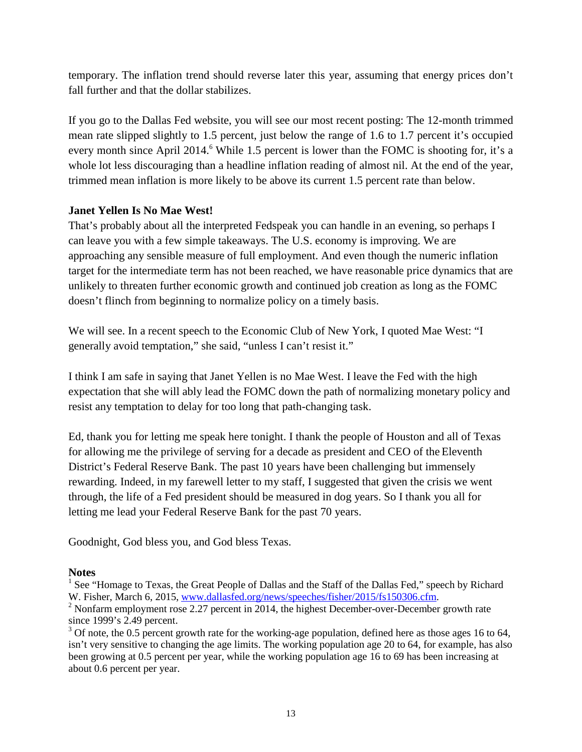temporary. The inflation trend should reverse later this year, assuming that energy prices don't fall further and that the dollar stabilizes.

If you go to the Dallas Fed website, you will see our most recent posting: The 12-month trimmed mean rate slipped slightly to 1.5 percent, just below the range of 1.6 to 1.7 percent it's occupied every month since April 2014.[6] While 1.5 percent is lower than the FOMC is shooting for, it's a whole lot less discouraging than a headline inflation reading of almost nil. At the end of the year, trimmed mean inflation is more likely to be above its current 1.5 percent rate than below.

**Janet Yellen Is No Mae West!**

That's probably about all the interpreted Fedspeak you can handle in an evening, so perhaps I can leave you with a few simple takeaways. The U.S. economy is improving. We are approaching any sensible measure of full employment. And even though the numeric inflation target for the intermediate term has not been reached, we have reasonable price dynamics that are unlikely to threaten further economic growth and continued job creation as long as the FOMC doesn't flinch from beginning to normalize policy on a timely basis.

We will see. In a recent speech to the Economic Club of New York, I quoted Mae West: "I generally avoid temptation," she said, "unless I can't resist it."

I think I am safe in saying that Janet Yellen is no Mae West. I leave the Fed with the high expectation that she will ably lead the FOMC down the path of normalizing monetary policy and resist any temptation to delay for too long that path-changing task.

Ed, thank you for letting me speak here tonight. I thank the people of Houston and all of Texas for allowing me the privilege of serving for a decade as president and CEO of the Eleventh District's Federal Reserve Bank. The past 10 years have been challenging but immensely rewarding. Indeed, in my farewell letter to my staff, I suggested that given the crisis we went through, the life of a Fed president should be measured in dog years. So I thank you all for letting me lead your Federal Reserve Bank for the past 70 years.

Goodnight, God bless you, and God bless Texas.

**Notes**

[1] See "Homage to Texas, the Great People of Dallas and the Staff of the Dallas Fed," speech by Richard W. Fisher, March 6, 2015, www.dallasfed.org/news/speeches/fisher/2015/fs150306.cfm.

[2] Nonfarm employment rose 2.27 percent in 2014, the highest December-over-December growth rate since 1999's 2.49 percent.

[3] Of note, the 0.5 percent growth rate for the working-age population, defined here as those ages 16 to 64, isn't very sensitive to changing the age limits. The working population age 20 to 64, for example, has also been growing at 0.5 percent per year, while the working population age 16 to 69 has been increasing at about 0.6 percent per year.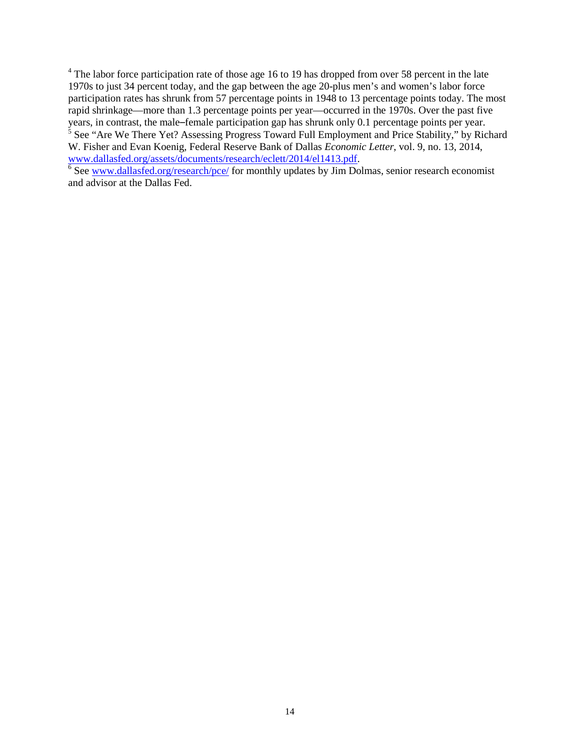[4] The labor force participation rate of those age 16 to 19 has dropped from over 58 percent in the late 1970s to just 34 percent today, and the gap between the age 20-plus men's and women's labor force participation rates has shrunk from 57 percentage points in 1948 to 13 percentage points today. The most rapid shrinkage—more than 1.3 percentage points per year—occurred in the 1970s. Over the past five years, in contrast, the male–female participation gap has shrunk only 0.1 percentage points per year.

[5] See "Are We There Yet? Assessing Progress Toward Full Employment and Price Stability," by Richard W. Fisher and Evan Koenig, Federal Reserve Bank of Dallas *Economic Letter*, vol. 9, no. 13, 2014, www.dallasfed.org/assets/documents/research/eclett/2014/el1413.pdf.

[6] See www.dallasfed.org/research/pce/ for monthly updates by Jim Dolmas, senior research economist and advisor at the Dallas Fed.